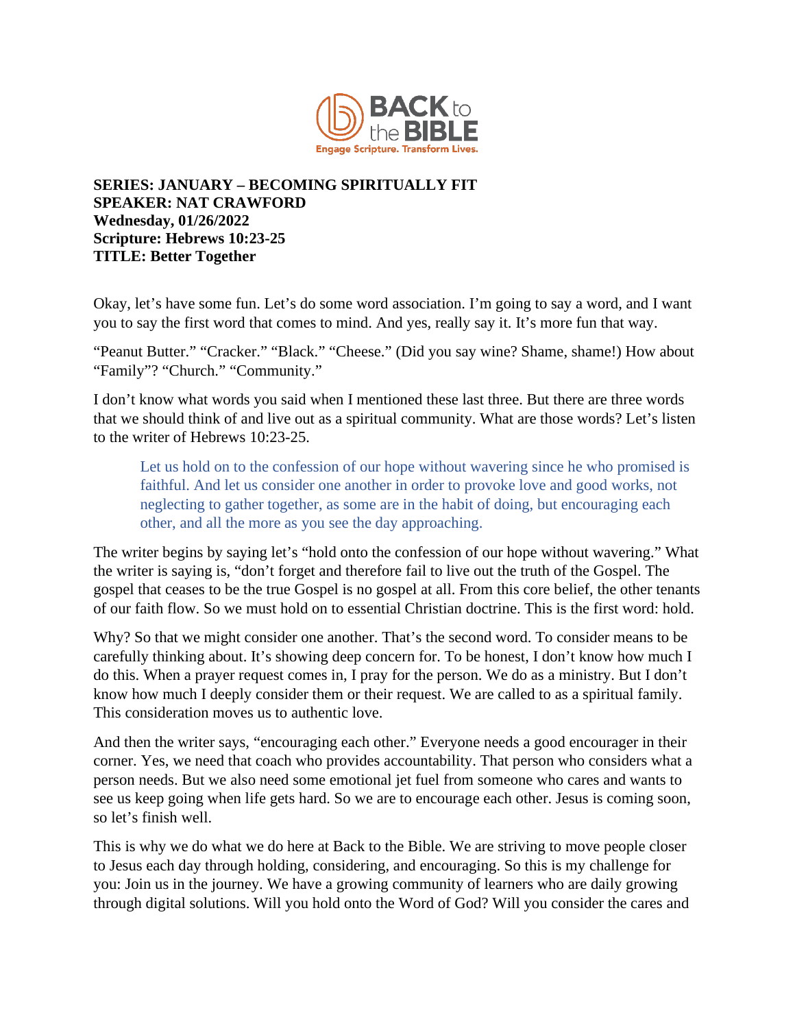**SERIES: JANUARY – BECOMING SPIRITUALLY FIT**
**SPEAKER: NAT CRAWFORD**
**Wednesday, 01/26/2022**
**Scripture: Hebrews 10:23-25**
**TITLE: Better Together**

Okay, let's have some fun. Let's do some word association. I'm going to say a word, and I want you to say the first word that comes to mind. And yes, really say it. It's more fun that way.

"Peanut Butter." "Cracker." "Black." "Cheese." (Did you say wine? Shame, shame!) How about "Family"? "Church." "Community."

I don't know what words you said when I mentioned these last three. But there are three words that we should think of and live out as a spiritual community. What are those words? Let's listen to the writer of Hebrews 10:23-25.

> Let us hold on to the confession of our hope without wavering since he who promised is faithful. And let us consider one another in order to provoke love and good works, not neglecting to gather together, as some are in the habit of doing, but encouraging each other, and all the more as you see the day approaching.

The writer begins by saying let's "hold onto the confession of our hope without wavering." What the writer is saying is, "don't forget and therefore fail to live out the truth of the Gospel. The gospel that ceases to be the true Gospel is no gospel at all. From this core belief, the other tenants of our faith flow. So we must hold on to essential Christian doctrine. This is the first word: hold.

Why? So that we might consider one another. That's the second word. To consider means to be carefully thinking about. It's showing deep concern for. To be honest, I don't know how much I do this. When a prayer request comes in, I pray for the person. We do as a ministry. But I don't know how much I deeply consider them or their request. We are called to as a spiritual family. This consideration moves us to authentic love.

And then the writer says, "encouraging each other." Everyone needs a good encourager in their corner. Yes, we need that coach who provides accountability. That person who considers what a person needs. But we also need some emotional jet fuel from someone who cares and wants to see us keep going when life gets hard. So we are to encourage each other. Jesus is coming soon, so let's finish well.

This is why we do what we do here at Back to the Bible. We are striving to move people closer to Jesus each day through holding, considering, and encouraging. So this is my challenge for you: Join us in the journey. We have a growing community of learners who are daily growing through digital solutions. Will you hold onto the Word of God? Will you consider the cares and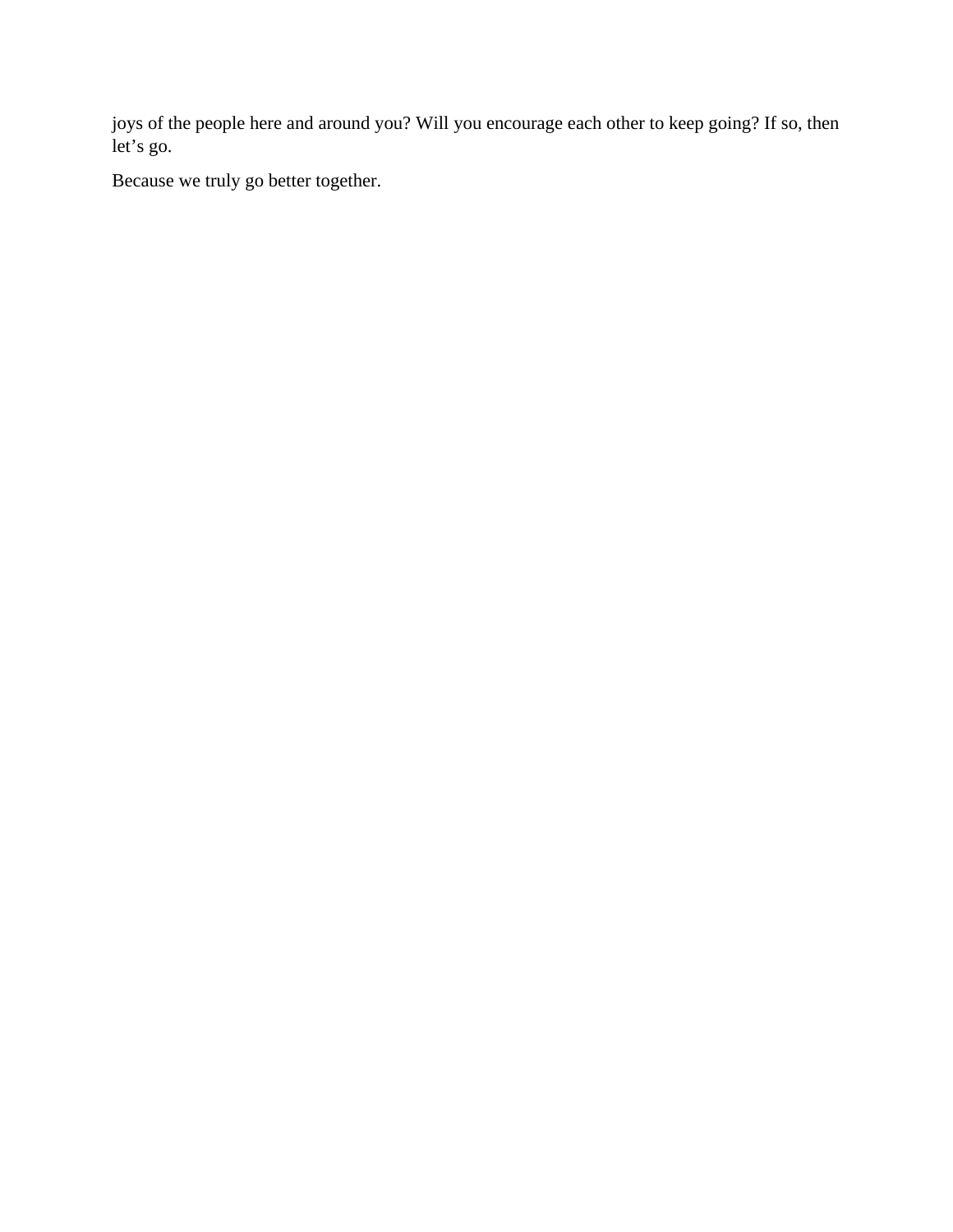joys of the people here and around you? Will you encourage each other to keep going? If so, then let's go.

Because we truly go better together.